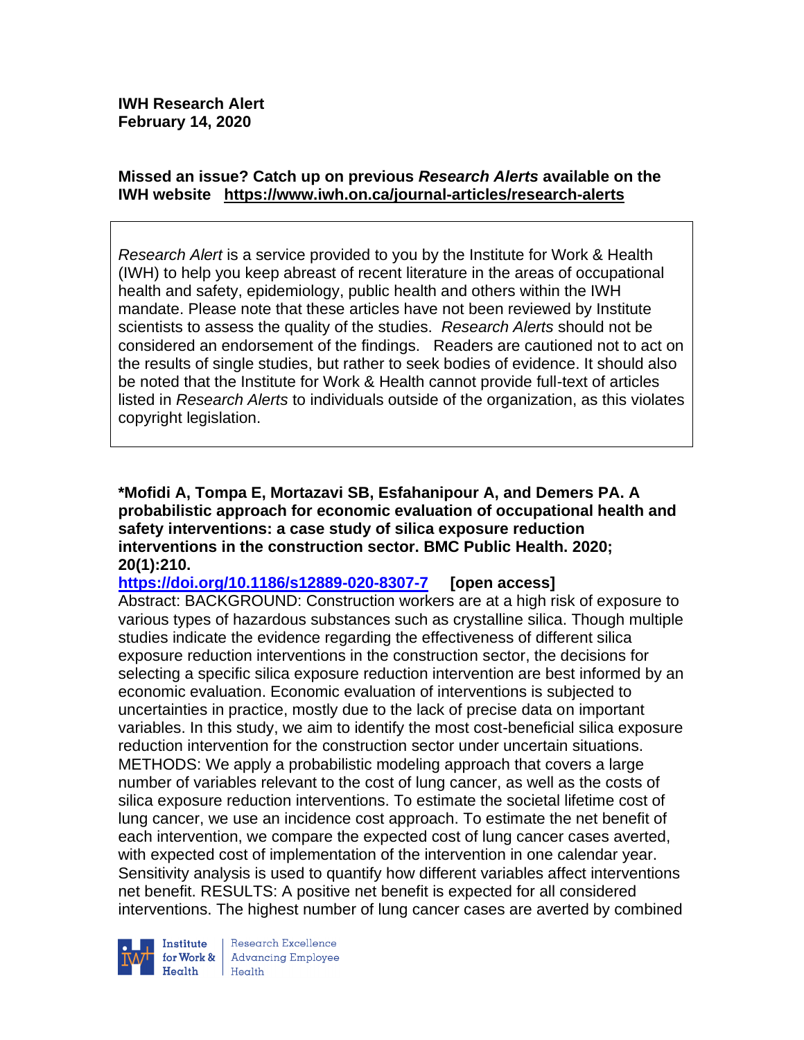**IWH Research Alert**
**February 14, 2020**

**Missed an issue? Catch up on previous *Research Alerts* available on the IWH website https://www.iwh.on.ca/journal-articles/research-alerts**

*Research Alert* is a service provided to you by the Institute for Work & Health (IWH) to help you keep abreast of recent literature in the areas of occupational health and safety, epidemiology, public health and others within the IWH mandate. Please note that these articles have not been reviewed by Institute scientists to assess the quality of the studies. *Research Alerts* should not be considered an endorsement of the findings. Readers are cautioned not to act on the results of single studies, but rather to seek bodies of evidence. It should also be noted that the Institute for Work & Health cannot provide full-text of articles listed in *Research Alerts* to individuals outside of the organization, as this violates copyright legislation.

**\*Mofidi A, Tompa E, Mortazavi SB, Esfahanipour A, and Demers PA. A probabilistic approach for economic evaluation of occupational health and safety interventions: a case study of silica exposure reduction interventions in the construction sector. BMC Public Health. 2020; 20(1):210.**
**https://doi.org/10.1186/s12889-020-8307-7 [open access]**
Abstract: BACKGROUND: Construction workers are at a high risk of exposure to various types of hazardous substances such as crystalline silica. Though multiple studies indicate the evidence regarding the effectiveness of different silica exposure reduction interventions in the construction sector, the decisions for selecting a specific silica exposure reduction intervention are best informed by an economic evaluation. Economic evaluation of interventions is subjected to uncertainties in practice, mostly due to the lack of precise data on important variables. In this study, we aim to identify the most cost-beneficial silica exposure reduction intervention for the construction sector under uncertain situations. METHODS: We apply a probabilistic modeling approach that covers a large number of variables relevant to the cost of lung cancer, as well as the costs of silica exposure reduction interventions. To estimate the societal lifetime cost of lung cancer, we use an incidence cost approach. To estimate the net benefit of each intervention, we compare the expected cost of lung cancer cases averted, with expected cost of implementation of the intervention in one calendar year. Sensitivity analysis is used to quantify how different variables affect interventions net benefit. RESULTS: A positive net benefit is expected for all considered interventions. The highest number of lung cancer cases are averted by combined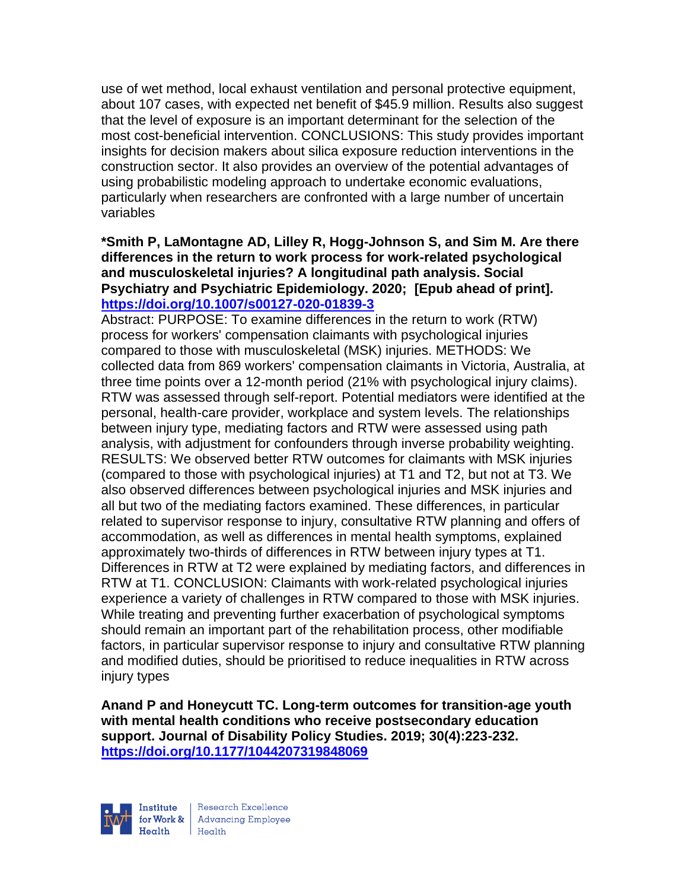use of wet method, local exhaust ventilation and personal protective equipment, about 107 cases, with expected net benefit of $45.9 million. Results also suggest that the level of exposure is an important determinant for the selection of the most cost-beneficial intervention. CONCLUSIONS: This study provides important insights for decision makers about silica exposure reduction interventions in the construction sector. It also provides an overview of the potential advantages of using probabilistic modeling approach to undertake economic evaluations, particularly when researchers are confronted with a large number of uncertain variables

**\*Smith P, LaMontagne AD, Lilley R, Hogg-Johnson S, and Sim M. Are there differences in the return to work process for work-related psychological and musculoskeletal injuries? A longitudinal path analysis. Social Psychiatry and Psychiatric Epidemiology. 2020; [Epub ahead of print]. https://doi.org/10.1007/s00127-020-01839-3**

Abstract: PURPOSE: To examine differences in the return to work (RTW) process for workers' compensation claimants with psychological injuries compared to those with musculoskeletal (MSK) injuries. METHODS: We collected data from 869 workers' compensation claimants in Victoria, Australia, at three time points over a 12-month period (21% with psychological injury claims). RTW was assessed through self-report. Potential mediators were identified at the personal, health-care provider, workplace and system levels. The relationships between injury type, mediating factors and RTW were assessed using path analysis, with adjustment for confounders through inverse probability weighting. RESULTS: We observed better RTW outcomes for claimants with MSK injuries (compared to those with psychological injuries) at T1 and T2, but not at T3. We also observed differences between psychological injuries and MSK injuries and all but two of the mediating factors examined. These differences, in particular related to supervisor response to injury, consultative RTW planning and offers of accommodation, as well as differences in mental health symptoms, explained approximately two-thirds of differences in RTW between injury types at T1. Differences in RTW at T2 were explained by mediating factors, and differences in RTW at T1. CONCLUSION: Claimants with work-related psychological injuries experience a variety of challenges in RTW compared to those with MSK injuries. While treating and preventing further exacerbation of psychological symptoms should remain an important part of the rehabilitation process, other modifiable factors, in particular supervisor response to injury and consultative RTW planning and modified duties, should be prioritised to reduce inequalities in RTW across injury types

**Anand P and Honeycutt TC. Long-term outcomes for transition-age youth with mental health conditions who receive postsecondary education support. Journal of Disability Policy Studies. 2019; 30(4):223-232. https://doi.org/10.1177/1044207319848069**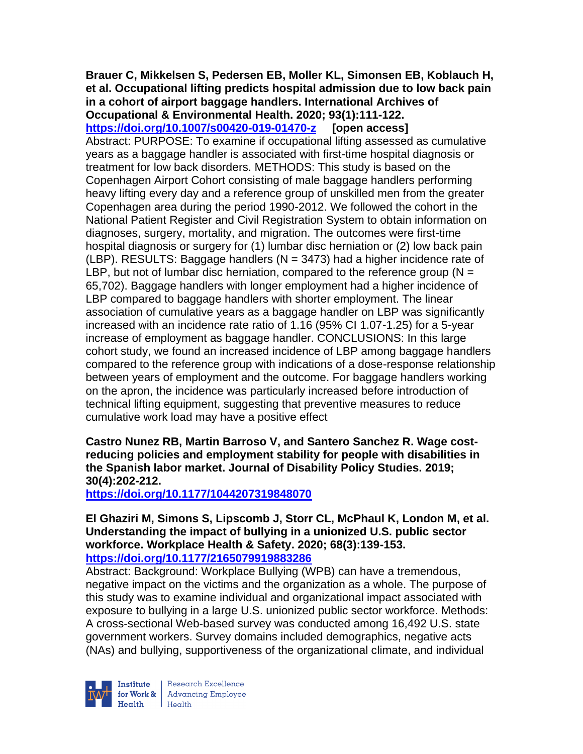**Brauer C, Mikkelsen S, Pedersen EB, Moller KL, Simonsen EB, Koblauch H, et al. Occupational lifting predicts hospital admission due to low back pain in a cohort of airport baggage handlers. International Archives of Occupational & Environmental Health. 2020; 93(1):111-122.**
**https://doi.org/10.1007/s00420-019-01470-z [open access]**
Abstract: PURPOSE: To examine if occupational lifting assessed as cumulative years as a baggage handler is associated with first-time hospital diagnosis or treatment for low back disorders. METHODS: This study is based on the Copenhagen Airport Cohort consisting of male baggage handlers performing heavy lifting every day and a reference group of unskilled men from the greater Copenhagen area during the period 1990-2012. We followed the cohort in the National Patient Register and Civil Registration System to obtain information on diagnoses, surgery, mortality, and migration. The outcomes were first-time hospital diagnosis or surgery for (1) lumbar disc herniation or (2) low back pain (LBP). RESULTS: Baggage handlers (N = 3473) had a higher incidence rate of LBP, but not of lumbar disc herniation, compared to the reference group (N = 65,702). Baggage handlers with longer employment had a higher incidence of LBP compared to baggage handlers with shorter employment. The linear association of cumulative years as a baggage handler on LBP was significantly increased with an incidence rate ratio of 1.16 (95% CI 1.07-1.25) for a 5-year increase of employment as baggage handler. CONCLUSIONS: In this large cohort study, we found an increased incidence of LBP among baggage handlers compared to the reference group with indications of a dose-response relationship between years of employment and the outcome. For baggage handlers working on the apron, the incidence was particularly increased before introduction of technical lifting equipment, suggesting that preventive measures to reduce cumulative work load may have a positive effect

**Castro Nunez RB, Martin Barroso V, and Santero Sanchez R. Wage cost-reducing policies and employment stability for people with disabilities in the Spanish labor market. Journal of Disability Policy Studies. 2019; 30(4):202-212.**
**https://doi.org/10.1177/1044207319848070**

**El Ghaziri M, Simons S, Lipscomb J, Storr CL, McPhaul K, London M, et al. Understanding the impact of bullying in a unionized U.S. public sector workforce. Workplace Health & Safety. 2020; 68(3):139-153.**
**https://doi.org/10.1177/2165079919883286**
Abstract: Background: Workplace Bullying (WPB) can have a tremendous, negative impact on the victims and the organization as a whole. The purpose of this study was to examine individual and organizational impact associated with exposure to bullying in a large U.S. unionized public sector workforce. Methods: A cross-sectional Web-based survey was conducted among 16,492 U.S. state government workers. Survey domains included demographics, negative acts (NAs) and bullying, supportiveness of the organizational climate, and individual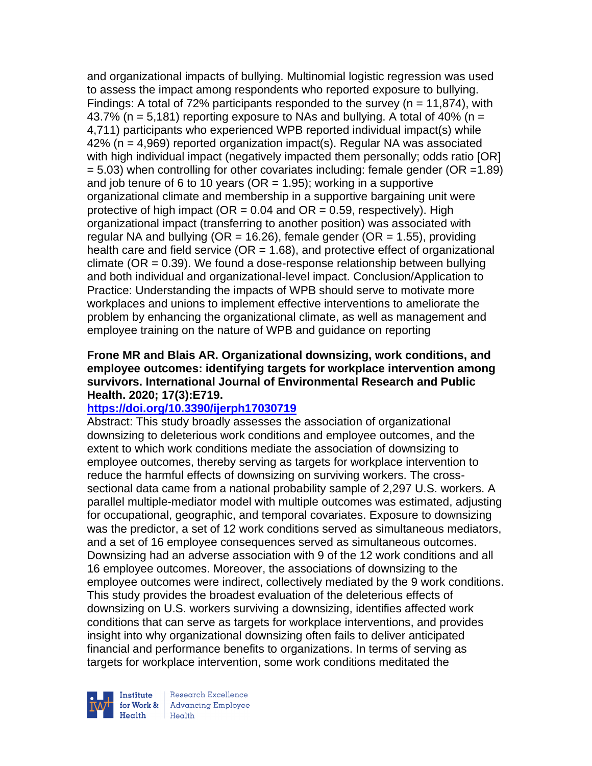and organizational impacts of bullying. Multinomial logistic regression was used to assess the impact among respondents who reported exposure to bullying. Findings: A total of 72% participants responded to the survey (n = 11,874), with 43.7% (n = 5,181) reporting exposure to NAs and bullying. A total of 40% (n = 4,711) participants who experienced WPB reported individual impact(s) while 42% (n = 4,969) reported organization impact(s). Regular NA was associated with high individual impact (negatively impacted them personally; odds ratio [OR] = 5.03) when controlling for other covariates including: female gender (OR =1.89) and job tenure of 6 to 10 years (OR = 1.95); working in a supportive organizational climate and membership in a supportive bargaining unit were protective of high impact (OR = 0.04 and OR = 0.59, respectively). High organizational impact (transferring to another position) was associated with regular NA and bullying (OR = 16.26), female gender (OR = 1.55), providing health care and field service (OR = 1.68), and protective effect of organizational climate (OR = 0.39). We found a dose-response relationship between bullying and both individual and organizational-level impact. Conclusion/Application to Practice: Understanding the impacts of WPB should serve to motivate more workplaces and unions to implement effective interventions to ameliorate the problem by enhancing the organizational climate, as well as management and employee training on the nature of WPB and guidance on reporting

**Frone MR and Blais AR. Organizational downsizing, work conditions, and employee outcomes: identifying targets for workplace intervention among survivors. International Journal of Environmental Research and Public Health. 2020; 17(3):E719.**

**https://doi.org/10.3390/ijerph17030719**

Abstract: This study broadly assesses the association of organizational downsizing to deleterious work conditions and employee outcomes, and the extent to which work conditions mediate the association of downsizing to employee outcomes, thereby serving as targets for workplace intervention to reduce the harmful effects of downsizing on surviving workers. The cross-sectional data came from a national probability sample of 2,297 U.S. workers. A parallel multiple-mediator model with multiple outcomes was estimated, adjusting for occupational, geographic, and temporal covariates. Exposure to downsizing was the predictor, a set of 12 work conditions served as simultaneous mediators, and a set of 16 employee consequences served as simultaneous outcomes. Downsizing had an adverse association with 9 of the 12 work conditions and all 16 employee outcomes. Moreover, the associations of downsizing to the employee outcomes were indirect, collectively mediated by the 9 work conditions. This study provides the broadest evaluation of the deleterious effects of downsizing on U.S. workers surviving a downsizing, identifies affected work conditions that can serve as targets for workplace interventions, and provides insight into why organizational downsizing often fails to deliver anticipated financial and performance benefits to organizations. In terms of serving as targets for workplace intervention, some work conditions meditated the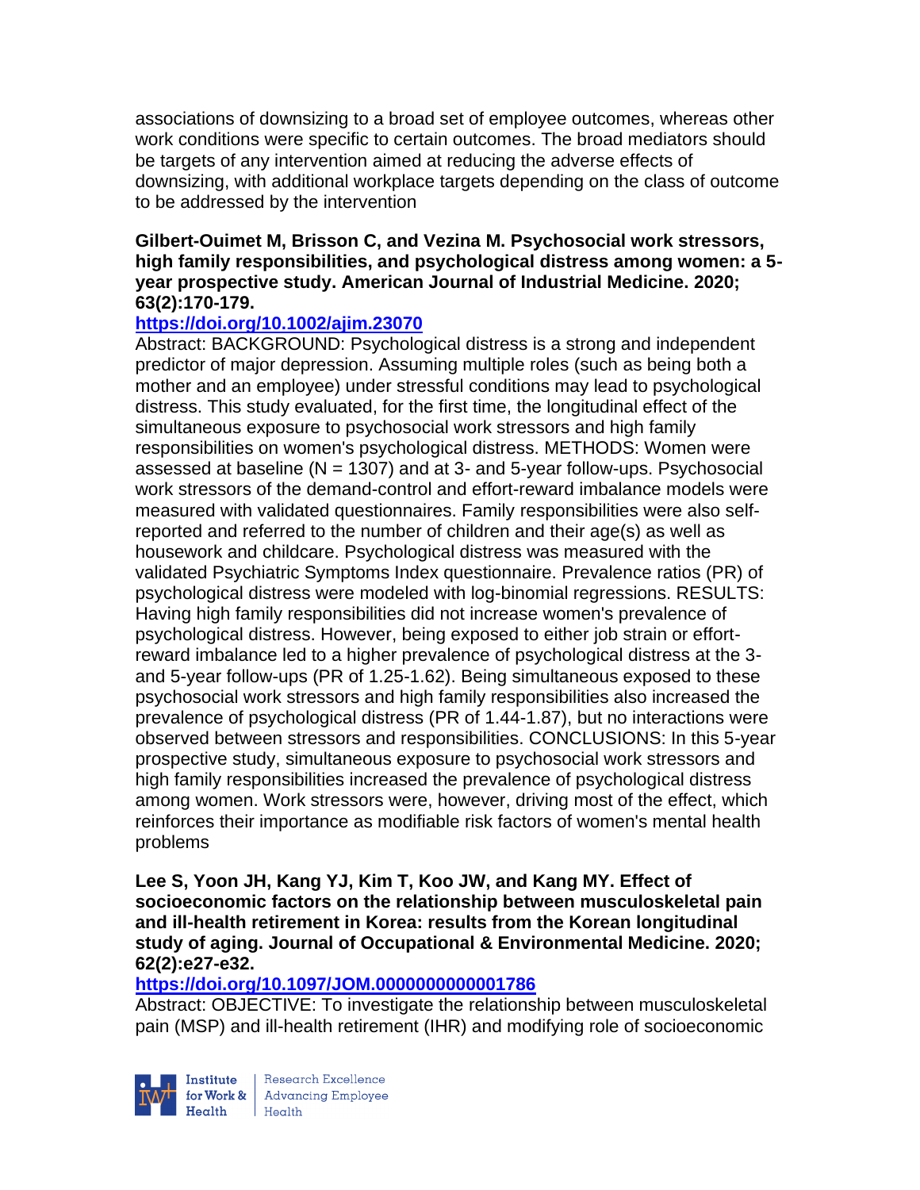associations of downsizing to a broad set of employee outcomes, whereas other work conditions were specific to certain outcomes. The broad mediators should be targets of any intervention aimed at reducing the adverse effects of downsizing, with additional workplace targets depending on the class of outcome to be addressed by the intervention

**Gilbert-Ouimet M, Brisson C, and Vezina M. Psychosocial work stressors, high family responsibilities, and psychological distress among women: a 5-year prospective study. American Journal of Industrial Medicine. 2020; 63(2):170-179.**

**https://doi.org/10.1002/ajim.23070**

Abstract: BACKGROUND: Psychological distress is a strong and independent predictor of major depression. Assuming multiple roles (such as being both a mother and an employee) under stressful conditions may lead to psychological distress. This study evaluated, for the first time, the longitudinal effect of the simultaneous exposure to psychosocial work stressors and high family responsibilities on women's psychological distress. METHODS: Women were assessed at baseline (N = 1307) and at 3- and 5-year follow-ups. Psychosocial work stressors of the demand-control and effort-reward imbalance models were measured with validated questionnaires. Family responsibilities were also self-reported and referred to the number of children and their age(s) as well as housework and childcare. Psychological distress was measured with the validated Psychiatric Symptoms Index questionnaire. Prevalence ratios (PR) of psychological distress were modeled with log-binomial regressions. RESULTS: Having high family responsibilities did not increase women's prevalence of psychological distress. However, being exposed to either job strain or effort-reward imbalance led to a higher prevalence of psychological distress at the 3- and 5-year follow-ups (PR of 1.25-1.62). Being simultaneous exposed to these psychosocial work stressors and high family responsibilities also increased the prevalence of psychological distress (PR of 1.44-1.87), but no interactions were observed between stressors and responsibilities. CONCLUSIONS: In this 5-year prospective study, simultaneous exposure to psychosocial work stressors and high family responsibilities increased the prevalence of psychological distress among women. Work stressors were, however, driving most of the effect, which reinforces their importance as modifiable risk factors of women's mental health problems

**Lee S, Yoon JH, Kang YJ, Kim T, Koo JW, and Kang MY. Effect of socioeconomic factors on the relationship between musculoskeletal pain and ill-health retirement in Korea: results from the Korean longitudinal study of aging. Journal of Occupational & Environmental Medicine. 2020; 62(2):e27-e32.**

**https://doi.org/10.1097/JOM.0000000000001786**

Abstract: OBJECTIVE: To investigate the relationship between musculoskeletal pain (MSP) and ill-health retirement (IHR) and modifying role of socioeconomic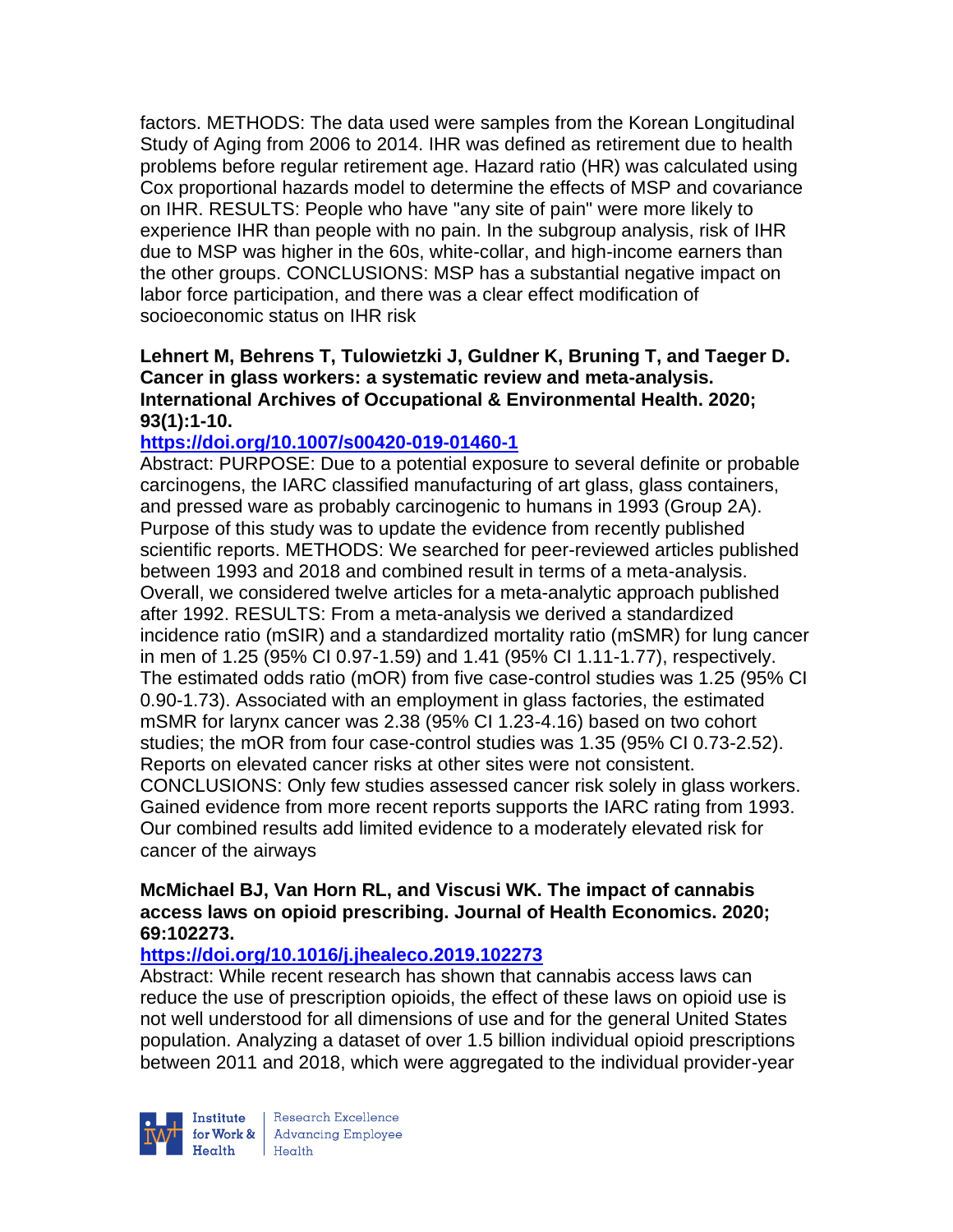factors. METHODS: The data used were samples from the Korean Longitudinal Study of Aging from 2006 to 2014. IHR was defined as retirement due to health problems before regular retirement age. Hazard ratio (HR) was calculated using Cox proportional hazards model to determine the effects of MSP and covariance on IHR. RESULTS: People who have "any site of pain" were more likely to experience IHR than people with no pain. In the subgroup analysis, risk of IHR due to MSP was higher in the 60s, white-collar, and high-income earners than the other groups. CONCLUSIONS: MSP has a substantial negative impact on labor force participation, and there was a clear effect modification of socioeconomic status on IHR risk

**Lehnert M, Behrens T, Tulowietzki J, Guldner K, Bruning T, and Taeger D. Cancer in glass workers: a systematic review and meta-analysis. International Archives of Occupational & Environmental Health. 2020; 93(1):1-10.**

**https://doi.org/10.1007/s00420-019-01460-1**

Abstract: PURPOSE: Due to a potential exposure to several definite or probable carcinogens, the IARC classified manufacturing of art glass, glass containers, and pressed ware as probably carcinogenic to humans in 1993 (Group 2A). Purpose of this study was to update the evidence from recently published scientific reports. METHODS: We searched for peer-reviewed articles published between 1993 and 2018 and combined result in terms of a meta-analysis. Overall, we considered twelve articles for a meta-analytic approach published after 1992. RESULTS: From a meta-analysis we derived a standardized incidence ratio (mSIR) and a standardized mortality ratio (mSMR) for lung cancer in men of 1.25 (95% CI 0.97-1.59) and 1.41 (95% CI 1.11-1.77), respectively. The estimated odds ratio (mOR) from five case-control studies was 1.25 (95% CI 0.90-1.73). Associated with an employment in glass factories, the estimated mSMR for larynx cancer was 2.38 (95% CI 1.23-4.16) based on two cohort studies; the mOR from four case-control studies was 1.35 (95% CI 0.73-2.52). Reports on elevated cancer risks at other sites were not consistent. CONCLUSIONS: Only few studies assessed cancer risk solely in glass workers. Gained evidence from more recent reports supports the IARC rating from 1993. Our combined results add limited evidence to a moderately elevated risk for cancer of the airways

**McMichael BJ, Van Horn RL, and Viscusi WK. The impact of cannabis access laws on opioid prescribing. Journal of Health Economics. 2020; 69:102273.**

**https://doi.org/10.1016/j.jhealeco.2019.102273**

Abstract: While recent research has shown that cannabis access laws can reduce the use of prescription opioids, the effect of these laws on opioid use is not well understood for all dimensions of use and for the general United States population. Analyzing a dataset of over 1.5 billion individual opioid prescriptions between 2011 and 2018, which were aggregated to the individual provider-year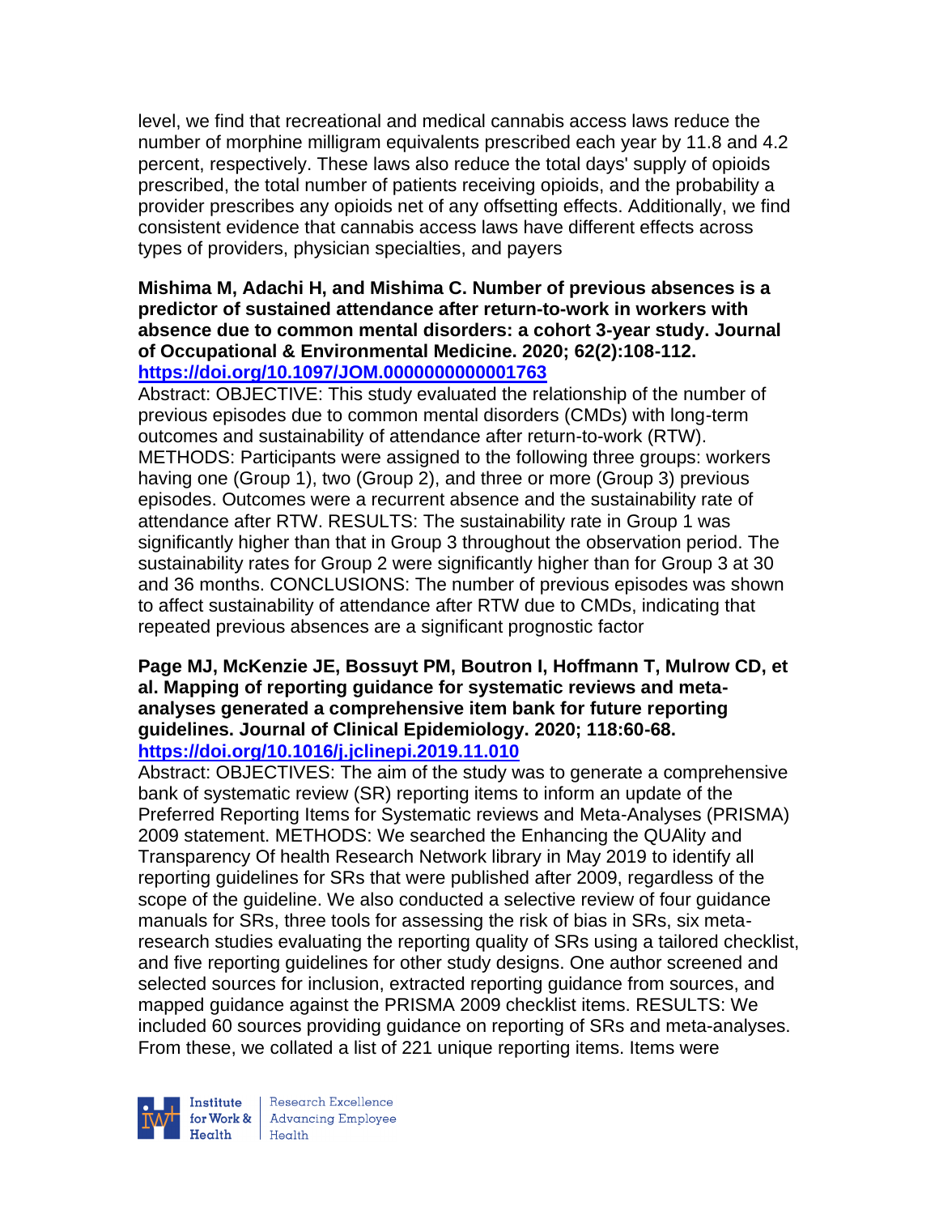level, we find that recreational and medical cannabis access laws reduce the number of morphine milligram equivalents prescribed each year by 11.8 and 4.2 percent, respectively. These laws also reduce the total days' supply of opioids prescribed, the total number of patients receiving opioids, and the probability a provider prescribes any opioids net of any offsetting effects. Additionally, we find consistent evidence that cannabis access laws have different effects across types of providers, physician specialties, and payers

**Mishima M, Adachi H, and Mishima C. Number of previous absences is a predictor of sustained attendance after return-to-work in workers with absence due to common mental disorders: a cohort 3-year study. Journal of Occupational & Environmental Medicine. 2020; 62(2):108-112. https://doi.org/10.1097/JOM.0000000000001763**

Abstract: OBJECTIVE: This study evaluated the relationship of the number of previous episodes due to common mental disorders (CMDs) with long-term outcomes and sustainability of attendance after return-to-work (RTW). METHODS: Participants were assigned to the following three groups: workers having one (Group 1), two (Group 2), and three or more (Group 3) previous episodes. Outcomes were a recurrent absence and the sustainability rate of attendance after RTW. RESULTS: The sustainability rate in Group 1 was significantly higher than that in Group 3 throughout the observation period. The sustainability rates for Group 2 were significantly higher than for Group 3 at 30 and 36 months. CONCLUSIONS: The number of previous episodes was shown to affect sustainability of attendance after RTW due to CMDs, indicating that repeated previous absences are a significant prognostic factor

**Page MJ, McKenzie JE, Bossuyt PM, Boutron I, Hoffmann T, Mulrow CD, et al. Mapping of reporting guidance for systematic reviews and meta-analyses generated a comprehensive item bank for future reporting guidelines. Journal of Clinical Epidemiology. 2020; 118:60-68. https://doi.org/10.1016/j.jclinepi.2019.11.010**

Abstract: OBJECTIVES: The aim of the study was to generate a comprehensive bank of systematic review (SR) reporting items to inform an update of the Preferred Reporting Items for Systematic reviews and Meta-Analyses (PRISMA) 2009 statement. METHODS: We searched the Enhancing the QUAlity and Transparency Of health Research Network library in May 2019 to identify all reporting guidelines for SRs that were published after 2009, regardless of the scope of the guideline. We also conducted a selective review of four guidance manuals for SRs, three tools for assessing the risk of bias in SRs, six meta-research studies evaluating the reporting quality of SRs using a tailored checklist, and five reporting guidelines for other study designs. One author screened and selected sources for inclusion, extracted reporting guidance from sources, and mapped guidance against the PRISMA 2009 checklist items. RESULTS: We included 60 sources providing guidance on reporting of SRs and meta-analyses. From these, we collated a list of 221 unique reporting items. Items were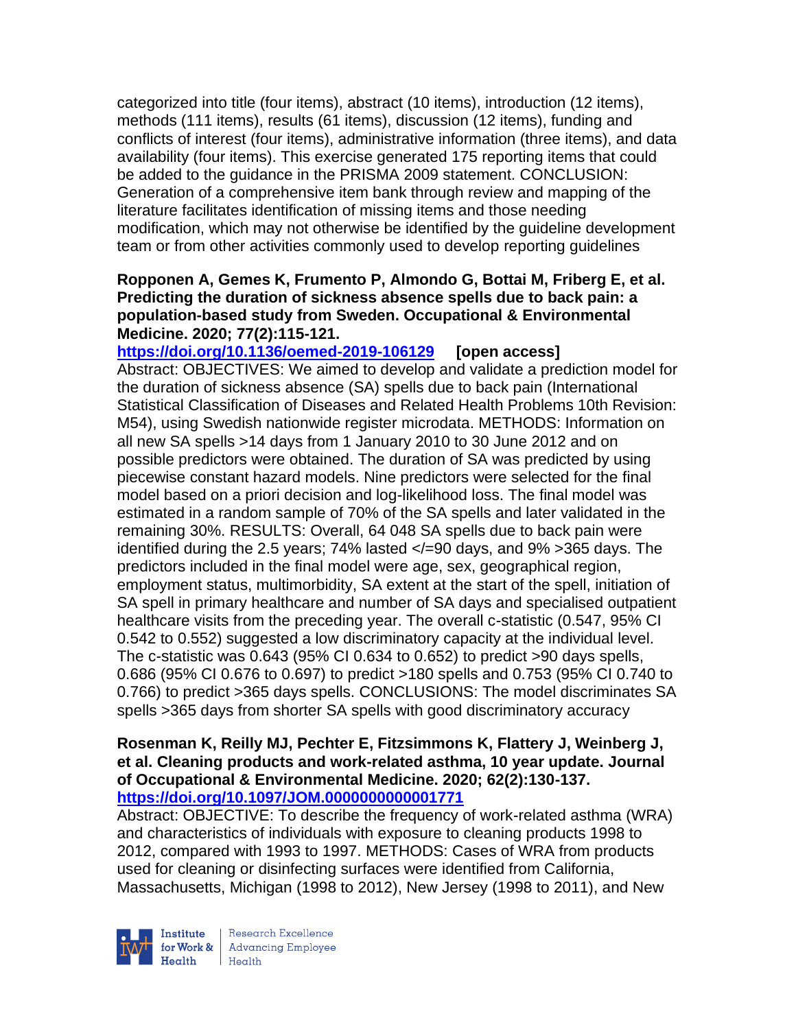categorized into title (four items), abstract (10 items), introduction (12 items), methods (111 items), results (61 items), discussion (12 items), funding and conflicts of interest (four items), administrative information (three items), and data availability (four items). This exercise generated 175 reporting items that could be added to the guidance in the PRISMA 2009 statement. CONCLUSION: Generation of a comprehensive item bank through review and mapping of the literature facilitates identification of missing items and those needing modification, which may not otherwise be identified by the guideline development team or from other activities commonly used to develop reporting guidelines

**Ropponen A, Gemes K, Frumento P, Almondo G, Bottai M, Friberg E, et al. Predicting the duration of sickness absence spells due to back pain: a population-based study from Sweden. Occupational & Environmental Medicine. 2020; 77(2):115-121.**
**https://doi.org/10.1136/oemed-2019-106129** **[open access]**
Abstract: OBJECTIVES: We aimed to develop and validate a prediction model for the duration of sickness absence (SA) spells due to back pain (International Statistical Classification of Diseases and Related Health Problems 10th Revision: M54), using Swedish nationwide register microdata. METHODS: Information on all new SA spells >14 days from 1 January 2010 to 30 June 2012 and on possible predictors were obtained. The duration of SA was predicted by using piecewise constant hazard models. Nine predictors were selected for the final model based on a priori decision and log-likelihood loss. The final model was estimated in a random sample of 70% of the SA spells and later validated in the remaining 30%. RESULTS: Overall, 64 048 SA spells due to back pain were identified during the 2.5 years; 74% lasted </=90 days, and 9% >365 days. The predictors included in the final model were age, sex, geographical region, employment status, multimorbidity, SA extent at the start of the spell, initiation of SA spell in primary healthcare and number of SA days and specialised outpatient healthcare visits from the preceding year. The overall c-statistic (0.547, 95% CI 0.542 to 0.552) suggested a low discriminatory capacity at the individual level. The c-statistic was 0.643 (95% CI 0.634 to 0.652) to predict >90 days spells, 0.686 (95% CI 0.676 to 0.697) to predict >180 spells and 0.753 (95% CI 0.740 to 0.766) to predict >365 days spells. CONCLUSIONS: The model discriminates SA spells >365 days from shorter SA spells with good discriminatory accuracy

**Rosenman K, Reilly MJ, Pechter E, Fitzsimmons K, Flattery J, Weinberg J, et al. Cleaning products and work-related asthma, 10 year update. Journal of Occupational & Environmental Medicine. 2020; 62(2):130-137.**
**https://doi.org/10.1097/JOM.0000000000001771**
Abstract: OBJECTIVE: To describe the frequency of work-related asthma (WRA) and characteristics of individuals with exposure to cleaning products 1998 to 2012, compared with 1993 to 1997. METHODS: Cases of WRA from products used for cleaning or disinfecting surfaces were identified from California, Massachusetts, Michigan (1998 to 2012), New Jersey (1998 to 2011), and New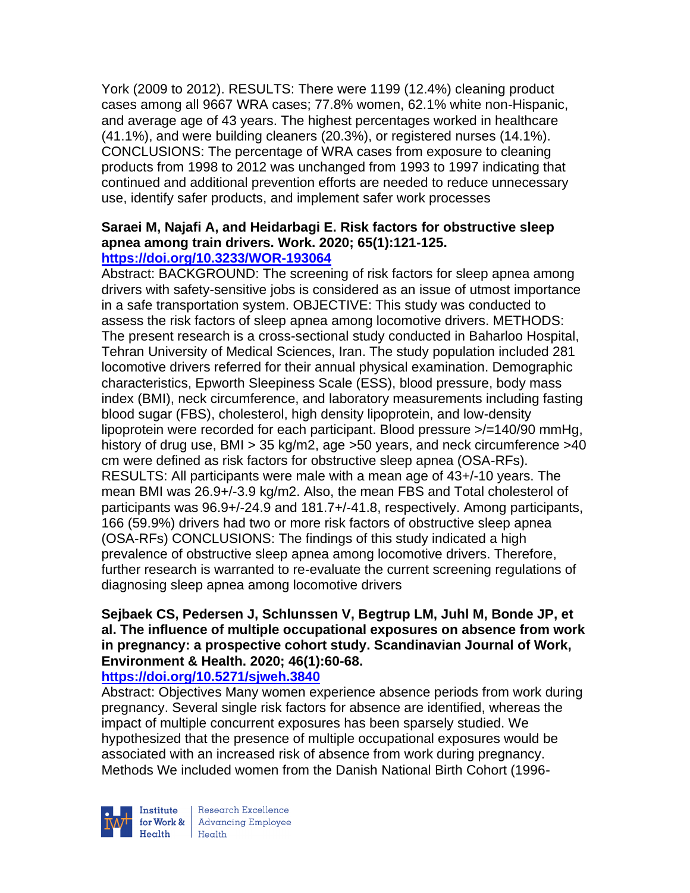York (2009 to 2012). RESULTS: There were 1199 (12.4%) cleaning product cases among all 9667 WRA cases; 77.8% women, 62.1% white non-Hispanic, and average age of 43 years. The highest percentages worked in healthcare (41.1%), and were building cleaners (20.3%), or registered nurses (14.1%). CONCLUSIONS: The percentage of WRA cases from exposure to cleaning products from 1998 to 2012 was unchanged from 1993 to 1997 indicating that continued and additional prevention efforts are needed to reduce unnecessary use, identify safer products, and implement safer work processes

**Saraei M, Najafi A, and Heidarbagi E. Risk factors for obstructive sleep apnea among train drivers. Work. 2020; 65(1):121-125.**
**https://doi.org/10.3233/WOR-193064**

Abstract: BACKGROUND: The screening of risk factors for sleep apnea among drivers with safety-sensitive jobs is considered as an issue of utmost importance in a safe transportation system. OBJECTIVE: This study was conducted to assess the risk factors of sleep apnea among locomotive drivers. METHODS: The present research is a cross-sectional study conducted in Baharloo Hospital, Tehran University of Medical Sciences, Iran. The study population included 281 locomotive drivers referred for their annual physical examination. Demographic characteristics, Epworth Sleepiness Scale (ESS), blood pressure, body mass index (BMI), neck circumference, and laboratory measurements including fasting blood sugar (FBS), cholesterol, high density lipoprotein, and low-density lipoprotein were recorded for each participant. Blood pressure >/=140/90 mmHg, history of drug use, BMI > 35 kg/m2, age >50 years, and neck circumference >40 cm were defined as risk factors for obstructive sleep apnea (OSA-RFs). RESULTS: All participants were male with a mean age of 43+/-10 years. The mean BMI was 26.9+/-3.9 kg/m2. Also, the mean FBS and Total cholesterol of participants was 96.9+/-24.9 and 181.7+/-41.8, respectively. Among participants, 166 (59.9%) drivers had two or more risk factors of obstructive sleep apnea (OSA-RFs) CONCLUSIONS: The findings of this study indicated a high prevalence of obstructive sleep apnea among locomotive drivers. Therefore, further research is warranted to re-evaluate the current screening regulations of diagnosing sleep apnea among locomotive drivers

**Sejbaek CS, Pedersen J, Schlunssen V, Begtrup LM, Juhl M, Bonde JP, et al. The influence of multiple occupational exposures on absence from work in pregnancy: a prospective cohort study. Scandinavian Journal of Work, Environment & Health. 2020; 46(1):60-68.**
**https://doi.org/10.5271/sjweh.3840**

Abstract: Objectives Many women experience absence periods from work during pregnancy. Several single risk factors for absence are identified, whereas the impact of multiple concurrent exposures has been sparsely studied. We hypothesized that the presence of multiple occupational exposures would be associated with an increased risk of absence from work during pregnancy. Methods We included women from the Danish National Birth Cohort (1996-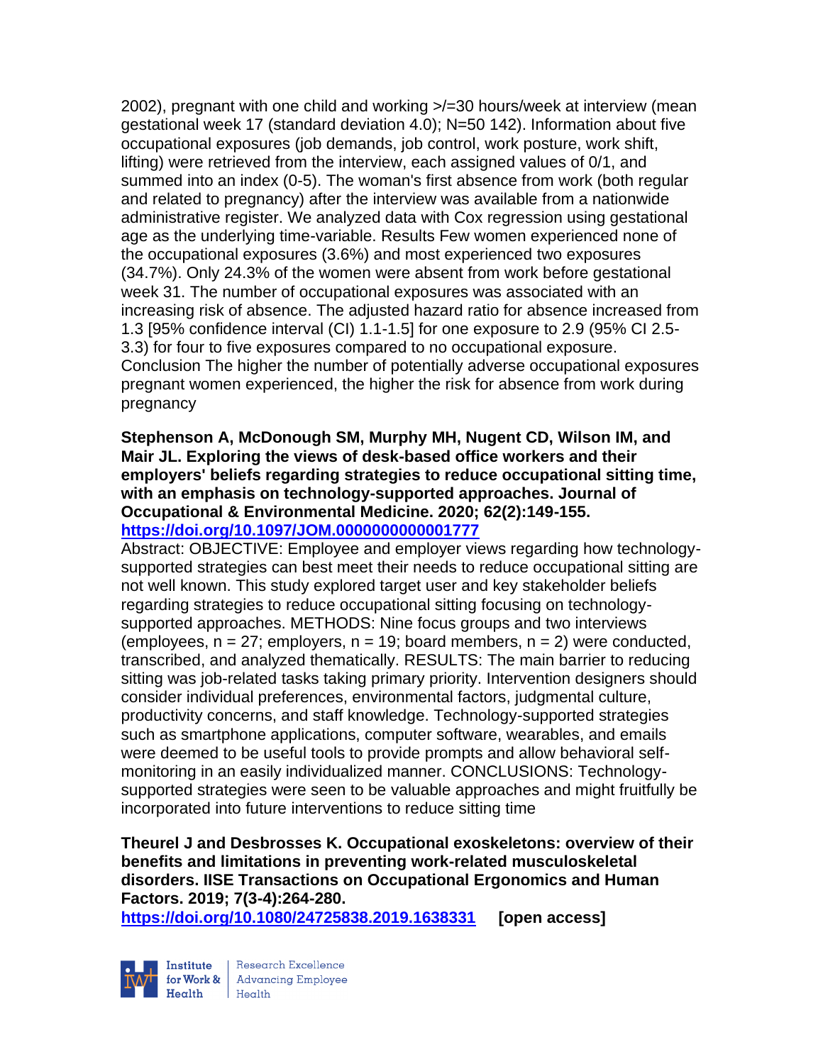2002), pregnant with one child and working >/=30 hours/week at interview (mean gestational week 17 (standard deviation 4.0); N=50 142). Information about five occupational exposures (job demands, job control, work posture, work shift, lifting) were retrieved from the interview, each assigned values of 0/1, and summed into an index (0-5). The woman's first absence from work (both regular and related to pregnancy) after the interview was available from a nationwide administrative register. We analyzed data with Cox regression using gestational age as the underlying time-variable. Results Few women experienced none of the occupational exposures (3.6%) and most experienced two exposures (34.7%). Only 24.3% of the women were absent from work before gestational week 31. The number of occupational exposures was associated with an increasing risk of absence. The adjusted hazard ratio for absence increased from 1.3 [95% confidence interval (CI) 1.1-1.5] for one exposure to 2.9 (95% CI 2.5-3.3) for four to five exposures compared to no occupational exposure. Conclusion The higher the number of potentially adverse occupational exposures pregnant women experienced, the higher the risk for absence from work during pregnancy

**Stephenson A, McDonough SM, Murphy MH, Nugent CD, Wilson IM, and Mair JL. Exploring the views of desk-based office workers and their employers' beliefs regarding strategies to reduce occupational sitting time, with an emphasis on technology-supported approaches. Journal of Occupational & Environmental Medicine. 2020; 62(2):149-155. https://doi.org/10.1097/JOM.0000000000001777**

Abstract: OBJECTIVE: Employee and employer views regarding how technology-supported strategies can best meet their needs to reduce occupational sitting are not well known. This study explored target user and key stakeholder beliefs regarding strategies to reduce occupational sitting focusing on technology-supported approaches. METHODS: Nine focus groups and two interviews (employees, n = 27; employers, n = 19; board members, n = 2) were conducted, transcribed, and analyzed thematically. RESULTS: The main barrier to reducing sitting was job-related tasks taking primary priority. Intervention designers should consider individual preferences, environmental factors, judgmental culture, productivity concerns, and staff knowledge. Technology-supported strategies such as smartphone applications, computer software, wearables, and emails were deemed to be useful tools to provide prompts and allow behavioral self-monitoring in an easily individualized manner. CONCLUSIONS: Technology-supported strategies were seen to be valuable approaches and might fruitfully be incorporated into future interventions to reduce sitting time

**Theurel J and Desbrosses K. Occupational exoskeletons: overview of their benefits and limitations in preventing work-related musculoskeletal disorders. IISE Transactions on Occupational Ergonomics and Human Factors. 2019; 7(3-4):264-280. https://doi.org/10.1080/24725838.2019.1638331 [open access]**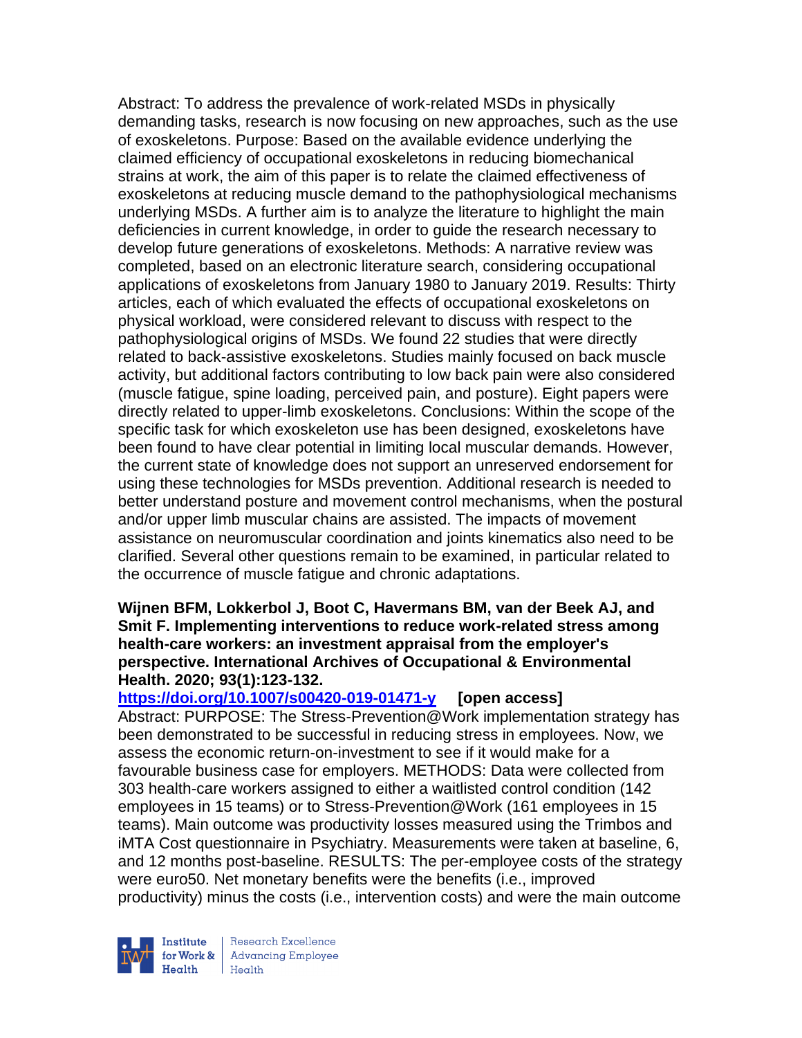Abstract: To address the prevalence of work-related MSDs in physically demanding tasks, research is now focusing on new approaches, such as the use of exoskeletons. Purpose: Based on the available evidence underlying the claimed efficiency of occupational exoskeletons in reducing biomechanical strains at work, the aim of this paper is to relate the claimed effectiveness of exoskeletons at reducing muscle demand to the pathophysiological mechanisms underlying MSDs. A further aim is to analyze the literature to highlight the main deficiencies in current knowledge, in order to guide the research necessary to develop future generations of exoskeletons. Methods: A narrative review was completed, based on an electronic literature search, considering occupational applications of exoskeletons from January 1980 to January 2019. Results: Thirty articles, each of which evaluated the effects of occupational exoskeletons on physical workload, were considered relevant to discuss with respect to the pathophysiological origins of MSDs. We found 22 studies that were directly related to back-assistive exoskeletons. Studies mainly focused on back muscle activity, but additional factors contributing to low back pain were also considered (muscle fatigue, spine loading, perceived pain, and posture). Eight papers were directly related to upper-limb exoskeletons. Conclusions: Within the scope of the specific task for which exoskeleton use has been designed, exoskeletons have been found to have clear potential in limiting local muscular demands. However, the current state of knowledge does not support an unreserved endorsement for using these technologies for MSDs prevention. Additional research is needed to better understand posture and movement control mechanisms, when the postural and/or upper limb muscular chains are assisted. The impacts of movement assistance on neuromuscular coordination and joints kinematics also need to be clarified. Several other questions remain to be examined, in particular related to the occurrence of muscle fatigue and chronic adaptations.

**Wijnen BFM, Lokkerbol J, Boot C, Havermans BM, van der Beek AJ, and Smit F. Implementing interventions to reduce work-related stress among health-care workers: an investment appraisal from the employer's perspective. International Archives of Occupational & Environmental Health. 2020; 93(1):123-132.**

https://doi.org/10.1007/s00420-019-01471-y **[open access]**

Abstract: PURPOSE: The Stress-Prevention@Work implementation strategy has been demonstrated to be successful in reducing stress in employees. Now, we assess the economic return-on-investment to see if it would make for a favourable business case for employers. METHODS: Data were collected from 303 health-care workers assigned to either a waitlisted control condition (142 employees in 15 teams) or to Stress-Prevention@Work (161 employees in 15 teams). Main outcome was productivity losses measured using the Trimbos and iMTA Cost questionnaire in Psychiatry. Measurements were taken at baseline, 6, and 12 months post-baseline. RESULTS: The per-employee costs of the strategy were euro50. Net monetary benefits were the benefits (i.e., improved productivity) minus the costs (i.e., intervention costs) and were the main outcome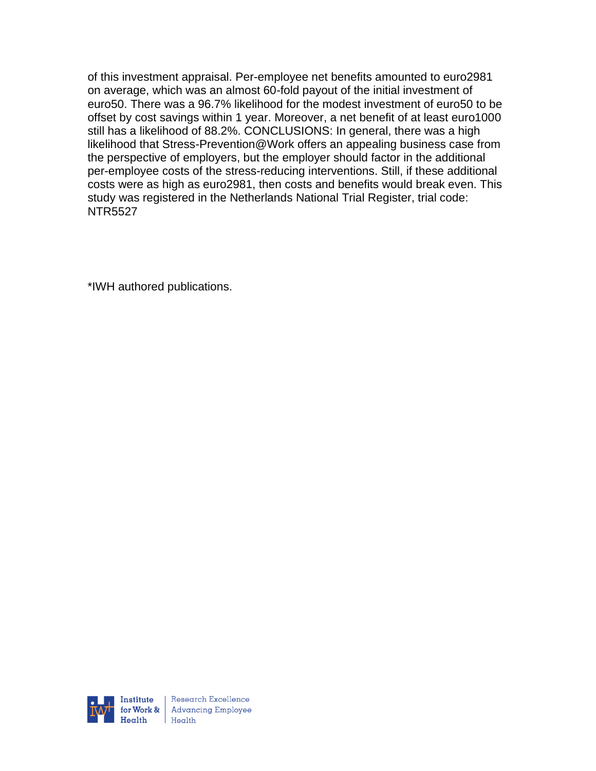of this investment appraisal. Per-employee net benefits amounted to euro2981 on average, which was an almost 60-fold payout of the initial investment of euro50. There was a 96.7% likelihood for the modest investment of euro50 to be offset by cost savings within 1 year. Moreover, a net benefit of at least euro1000 still has a likelihood of 88.2%. CONCLUSIONS: In general, there was a high likelihood that Stress-Prevention@Work offers an appealing business case from the perspective of employers, but the employer should factor in the additional per-employee costs of the stress-reducing interventions. Still, if these additional costs were as high as euro2981, then costs and benefits would break even. This study was registered in the Netherlands National Trial Register, trial code: NTR5527

*IWH authored publications.